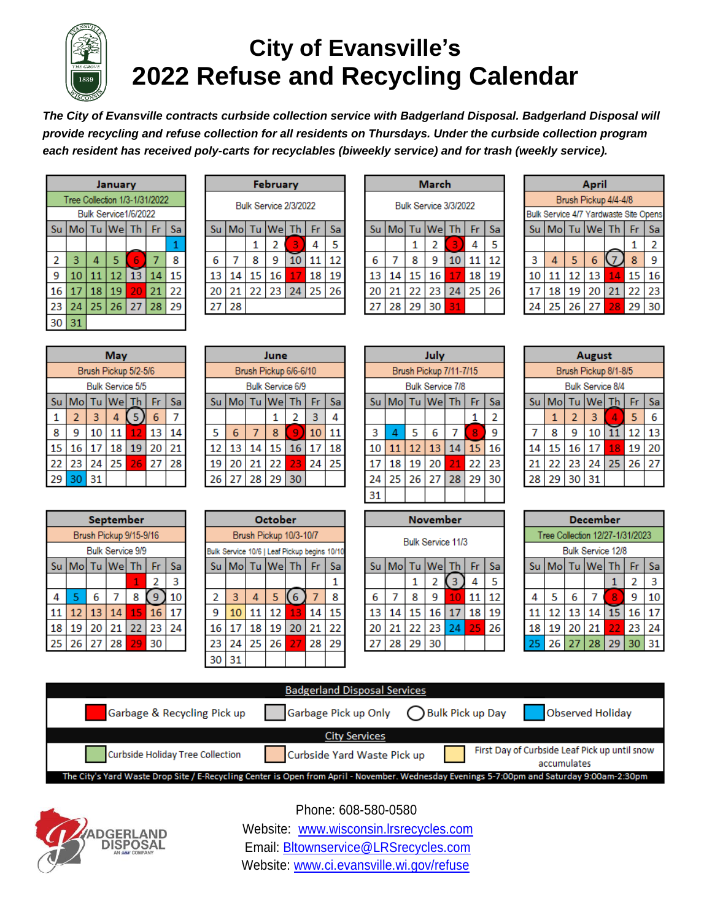# City of Evansville's 2022 Refuse and Recycling Calendar

***The City of Evansville contracts curbside collection service with Badgerland Disposal. Badgerland Disposal will provide recycling and refuse collection for all residents on Thursdays. Under the curbside collection program each resident has received poly-carts for recyclables (biweekly service) and for trash (weekly service).***

### January

Tree Collection 1/3-1/31/2022
Bulk Service 1/6/2022

| Su | Mo | Tu | We | Th | Fr | Sa |
|---|---|---|---|---|---|---|
| | | | | | | 1 |
| 2 | 3 | 4 | 5 | 6 | 7 | 8 |
| 9 | 10 | 11 | 12 | 13 | 14 | 15 |
| 16 | 17 | 18 | 19 | 20 | 21 | 22 |
| 23 | 24 | 25 | 26 | 27 | 28 | 29 |
| 30 | 31 | | | | | |

### February

Bulk Service 2/3/2022

| Su | Mo | Tu | We | Th | Fr | Sa |
|---|---|---|---|---|---|---|
| | | 1 | 2 | 3 | 4 | 5 |
| 6 | 7 | 8 | 9 | 10 | 11 | 12 |
| 13 | 14 | 15 | 16 | 17 | 18 | 19 |
| 20 | 21 | 22 | 23 | 24 | 25 | 26 |
| 27 | 28 | | | | | |

### March

Bulk Service 3/3/2022

| Su | Mo | Tu | We | Th | Fr | Sa |
|---|---|---|---|---|---|---|
| | | 1 | 2 | 3 | 4 | 5 |
| 6 | 7 | 8 | 9 | 10 | 11 | 12 |
| 13 | 14 | 15 | 16 | 17 | 18 | 19 |
| 20 | 21 | 22 | 23 | 24 | 25 | 26 |
| 27 | 28 | 29 | 30 | 31 | | |

### April

Brush Pickup 4/4-4/8
Bulk Service 4/7 Yardwaste Site Opens

| Su | Mo | Tu | We | Th | Fr | Sa |
|---|---|---|---|---|---|---|
| | | | | | 1 | 2 |
| 3 | 4 | 5 | 6 | 7 | 8 | 9 |
| 10 | 11 | 12 | 13 | 14 | 15 | 16 |
| 17 | 18 | 19 | 20 | 21 | 22 | 23 |
| 24 | 25 | 26 | 27 | 28 | 29 | 30 |

### May

Brush Pickup 5/2-5/6
Bulk Service 5/5

| Su | Mo | Tu | We | Th | Fr | Sa |
|---|---|---|---|---|---|---|
| 1 | 2 | 3 | 4 | 5 | 6 | 7 |
| 8 | 9 | 10 | 11 | 12 | 13 | 14 |
| 15 | 16 | 17 | 18 | 19 | 20 | 21 |
| 22 | 23 | 24 | 25 | 26 | 27 | 28 |
| 29 | 30 | 31 | | | | |

### June

Brush Pickup 6/6-6/10
Bulk Service 6/9

| Su | Mo | Tu | We | Th | Fr | Sa |
|---|---|---|---|---|---|---|
| | | | 1 | 2 | 3 | 4 |
| 5 | 6 | 7 | 8 | 9 | 10 | 11 |
| 12 | 13 | 14 | 15 | 16 | 17 | 18 |
| 19 | 20 | 21 | 22 | 23 | 24 | 25 |
| 26 | 27 | 28 | 29 | 30 | | |

### July

Brush Pickup 7/11-7/15
Bulk Service 7/8

| Su | Mo | Tu | We | Th | Fr | Sa |
|---|---|---|---|---|---|---|
| | | | | | 1 | 2 |
| 3 | 4 | 5 | 6 | 7 | 8 | 9 |
| 10 | 11 | 12 | 13 | 14 | 15 | 16 |
| 17 | 18 | 19 | 20 | 21 | 22 | 23 |
| 24 | 25 | 26 | 27 | 28 | 29 | 30 |
| 31 | | | | | | |

### August

Brush Pickup 8/1-8/5
Bulk Service 8/4

| Su | Mo | Tu | We | Th | Fr | Sa |
|---|---|---|---|---|---|---|
| | 1 | 2 | 3 | 4 | 5 | 6 |
| 7 | 8 | 9 | 10 | 11 | 12 | 13 |
| 14 | 15 | 16 | 17 | 18 | 19 | 20 |
| 21 | 22 | 23 | 24 | 25 | 26 | 27 |
| 28 | 29 | 30 | 31 | | | |

### September

Brush Pickup 9/15-9/16
Bulk Service 9/9

| Su | Mo | Tu | We | Th | Fr | Sa |
|---|---|---|---|---|---|---|
| | | | | 1 | 2 | 3 |
| 4 | 5 | 6 | 7 | 8 | 9 | 10 |
| 11 | 12 | 13 | 14 | 15 | 16 | 17 |
| 18 | 19 | 20 | 21 | 22 | 23 | 24 |
| 25 | 26 | 27 | 28 | 29 | 30 | |

### October

Brush Pickup 10/3-10/7
Bulk Service 10/6 | Leaf Pickup begins 10/10

| Su | Mo | Tu | We | Th | Fr | Sa |
|---|---|---|---|---|---|---|
| | | | | | | 1 |
| 2 | 3 | 4 | 5 | 6 | 7 | 8 |
| 9 | 10 | 11 | 12 | 13 | 14 | 15 |
| 16 | 17 | 18 | 19 | 20 | 21 | 22 |
| 23 | 24 | 25 | 26 | 27 | 28 | 29 |
| 30 | 31 | | | | | |

### November

Bulk Service 11/3

| Su | Mo | Tu | We | Th | Fr | Sa |
|---|---|---|---|---|---|---|
| | | 1 | 2 | 3 | 4 | 5 |
| 6 | 7 | 8 | 9 | 10 | 11 | 12 |
| 13 | 14 | 15 | 16 | 17 | 18 | 19 |
| 20 | 21 | 22 | 23 | 24 | 25 | 26 |
| 27 | 28 | 29 | 30 | | | |

### December

Tree Collection 12/27-1/31/2023
Bulk Service 12/8

| Su | Mo | Tu | We | Th | Fr | Sa |
|---|---|---|---|---|---|---|
| | | | | 1 | 2 | 3 |
| 4 | 5 | 6 | 7 | 8 | 9 | 10 |
| 11 | 12 | 13 | 14 | 15 | 16 | 17 |
| 18 | 19 | 20 | 21 | 22 | 23 | 24 |
| 25 | 26 | 27 | 28 | 29 | 30 | 31 |

### Badgerland Disposal Services

- Garbage & Recycling Pick up
- Garbage Pick up Only
- Bulk Pick up Day
- Observed Holiday

### City Services

- Curbside Holiday Tree Collection
- Curbside Yard Waste Pick up
- First Day of Curbside Leaf Pick up until snow accumulates

The City's Yard Waste Drop Site / E-Recycling Center is Open from April - November. Wednesday Evenings 5-7:00pm and Saturday 9:00am-2:30pm

BADGERLAND DISPOSAL
AN LRS COMPANY

Phone: 608-580-0580
Website: www.wisconsin.lrsrecycles.com
Email: Bltownservice@LRSrecycles.com
Website: www.ci.evansville.wi.gov/refuse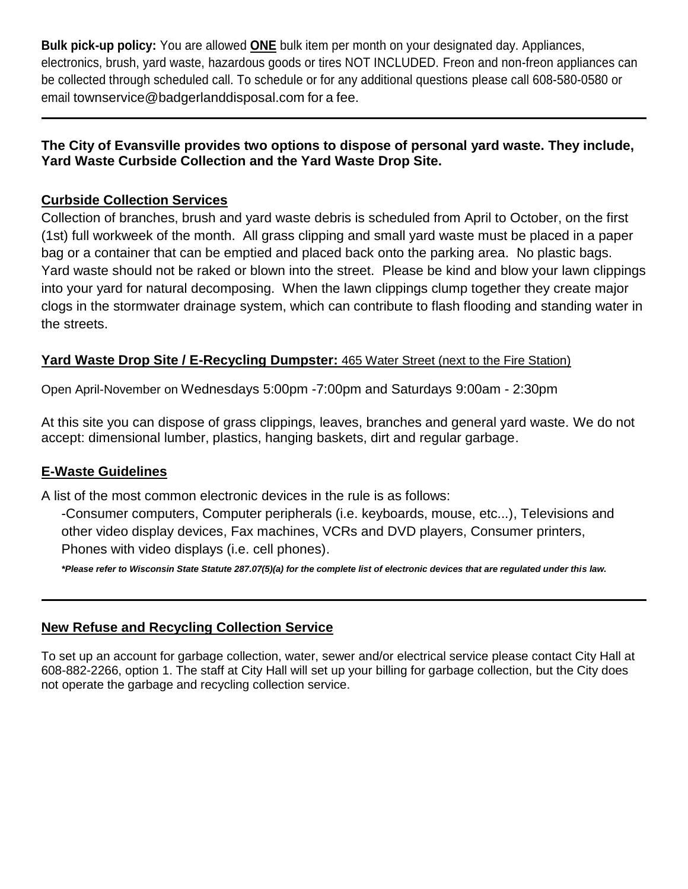**Bulk pick-up policy:** You are allowed **ONE** bulk item per month on your designated day. Appliances, electronics, brush, yard waste, hazardous goods or tires NOT INCLUDED. Freon and non-freon appliances can be collected through scheduled call. To schedule or for any additional questions please call 608-580-0580 or email townservice@badgerlanddisposal.com for a fee.

---

**The City of Evansville provides two options to dispose of personal yard waste. They include, Yard Waste Curbside Collection and the Yard Waste Drop Site.**

## Curbside Collection Services

Collection of branches, brush and yard waste debris is scheduled from April to October, on the first (1st) full workweek of the month. All grass clipping and small yard waste must be placed in a paper bag or a container that can be emptied and placed back onto the parking area. No plastic bags. Yard waste should not be raked or blown into the street. Please be kind and blow your lawn clippings into your yard for natural decomposing. When the lawn clippings clump together they create major clogs in the stormwater drainage system, which can contribute to flash flooding and standing water in the streets.

## Yard Waste Drop Site / E-Recycling Dumpster: 465 Water Street (next to the Fire Station)

Open April-November on Wednesdays 5:00pm -7:00pm and Saturdays 9:00am - 2:30pm

At this site you can dispose of grass clippings, leaves, branches and general yard waste. We do not accept: dimensional lumber, plastics, hanging baskets, dirt and regular garbage.

## E-Waste Guidelines

A list of the most common electronic devices in the rule is as follows:

-Consumer computers, Computer peripherals (i.e. keyboards, mouse, etc...), Televisions and other video display devices, Fax machines, VCRs and DVD players, Consumer printers, Phones with video displays (i.e. cell phones).

***Please refer to Wisconsin State Statute 287.07(5)(a) for the complete list of electronic devices that are regulated under this law.***

---

## New Refuse and Recycling Collection Service

To set up an account for garbage collection, water, sewer and/or electrical service please contact City Hall at 608-882-2266, option 1. The staff at City Hall will set up your billing for garbage collection, but the City does not operate the garbage and recycling collection service.